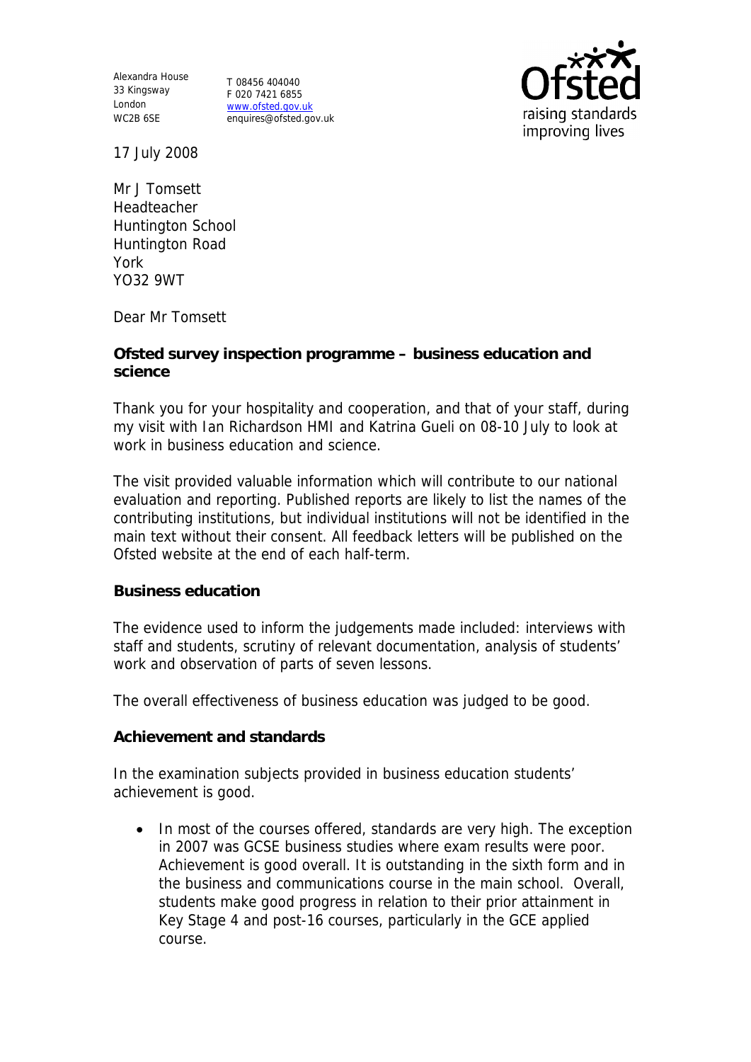Alexandra House
33 Kingsway
London
WC2B 6SE

T 08456 404040
F 020 7421 6855
www.ofsted.gov.uk
enquires@ofsted.gov.uk

17 July 2008

Mr J Tomsett
Headteacher
Huntington School
Huntington Road
York
YO32 9WT

Dear Mr Tomsett

**Ofsted survey inspection programme – business education and science**

Thank you for your hospitality and cooperation, and that of your staff, during my visit with Ian Richardson HMI and Katrina Gueli on 08-10 July to look at work in business education and science.

The visit provided valuable information which will contribute to our national evaluation and reporting. Published reports are likely to list the names of the contributing institutions, but individual institutions will not be identified in the main text without their consent. All feedback letters will be published on the Ofsted website at the end of each half-term.

**Business education**

The evidence used to inform the judgements made included: interviews with staff and students, scrutiny of relevant documentation, analysis of students' work and observation of parts of seven lessons.

The overall effectiveness of business education was judged to be good.

**Achievement and standards**

In the examination subjects provided in business education students' achievement is good.

- In most of the courses offered, standards are very high. The exception in 2007 was GCSE business studies where exam results were poor. Achievement is good overall. It is outstanding in the sixth form and in the business and communications course in the main school. Overall, students make good progress in relation to their prior attainment in Key Stage 4 and post-16 courses, particularly in the GCE applied course.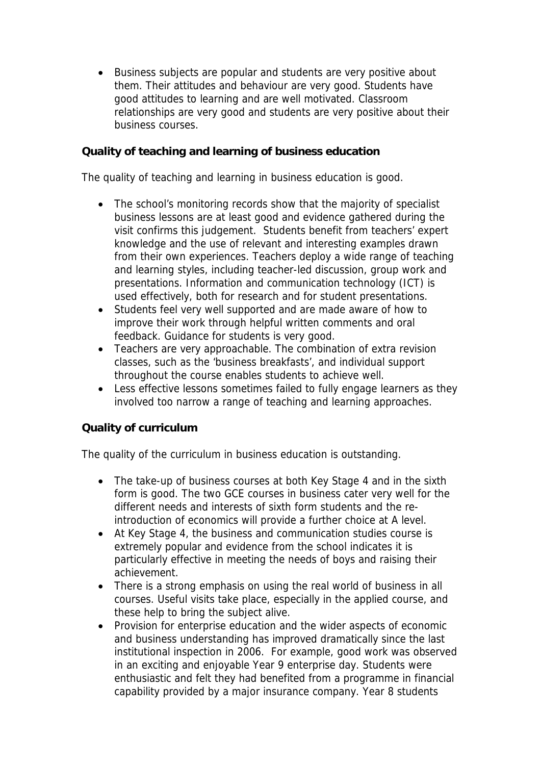- Business subjects are popular and students are very positive about them. Their attitudes and behaviour are very good. Students have good attitudes to learning and are well motivated. Classroom relationships are very good and students are very positive about their business courses.

**Quality of teaching and learning of business education**

The quality of teaching and learning in business education is good.

- The school's monitoring records show that the majority of specialist business lessons are at least good and evidence gathered during the visit confirms this judgement. Students benefit from teachers' expert knowledge and the use of relevant and interesting examples drawn from their own experiences. Teachers deploy a wide range of teaching and learning styles, including teacher-led discussion, group work and presentations. Information and communication technology (ICT) is used effectively, both for research and for student presentations.
- Students feel very well supported and are made aware of how to improve their work through helpful written comments and oral feedback. Guidance for students is very good.
- Teachers are very approachable. The combination of extra revision classes, such as the 'business breakfasts', and individual support throughout the course enables students to achieve well.
- Less effective lessons sometimes failed to fully engage learners as they involved too narrow a range of teaching and learning approaches.

**Quality of curriculum**

The quality of the curriculum in business education is outstanding.

- The take-up of business courses at both Key Stage 4 and in the sixth form is good. The two GCE courses in business cater very well for the different needs and interests of sixth form students and the re-introduction of economics will provide a further choice at A level.
- At Key Stage 4, the business and communication studies course is extremely popular and evidence from the school indicates it is particularly effective in meeting the needs of boys and raising their achievement.
- There is a strong emphasis on using the real world of business in all courses. Useful visits take place, especially in the applied course, and these help to bring the subject alive.
- Provision for enterprise education and the wider aspects of economic and business understanding has improved dramatically since the last institutional inspection in 2006. For example, good work was observed in an exciting and enjoyable Year 9 enterprise day. Students were enthusiastic and felt they had benefited from a programme in financial capability provided by a major insurance company. Year 8 students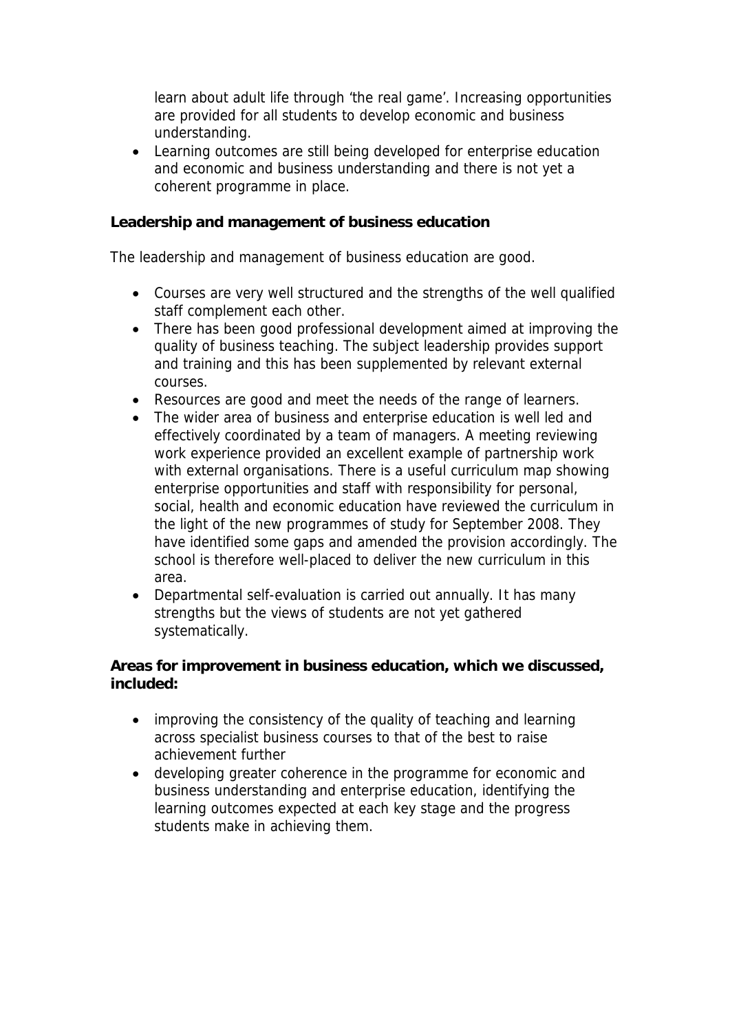learn about adult life through 'the real game'. Increasing opportunities are provided for all students to develop economic and business understanding.

- Learning outcomes are still being developed for enterprise education and economic and business understanding and there is not yet a coherent programme in place.

**Leadership and management of business education**

The leadership and management of business education are good.

- Courses are very well structured and the strengths of the well qualified staff complement each other.
- There has been good professional development aimed at improving the quality of business teaching. The subject leadership provides support and training and this has been supplemented by relevant external courses.
- Resources are good and meet the needs of the range of learners.
- The wider area of business and enterprise education is well led and effectively coordinated by a team of managers. A meeting reviewing work experience provided an excellent example of partnership work with external organisations. There is a useful curriculum map showing enterprise opportunities and staff with responsibility for personal, social, health and economic education have reviewed the curriculum in the light of the new programmes of study for September 2008. They have identified some gaps and amended the provision accordingly. The school is therefore well-placed to deliver the new curriculum in this area.
- Departmental self-evaluation is carried out annually. It has many strengths but the views of students are not yet gathered systematically.

**Areas for improvement in business education, which we discussed, included:**

- improving the consistency of the quality of teaching and learning across specialist business courses to that of the best to raise achievement further
- developing greater coherence in the programme for economic and business understanding and enterprise education, identifying the learning outcomes expected at each key stage and the progress students make in achieving them.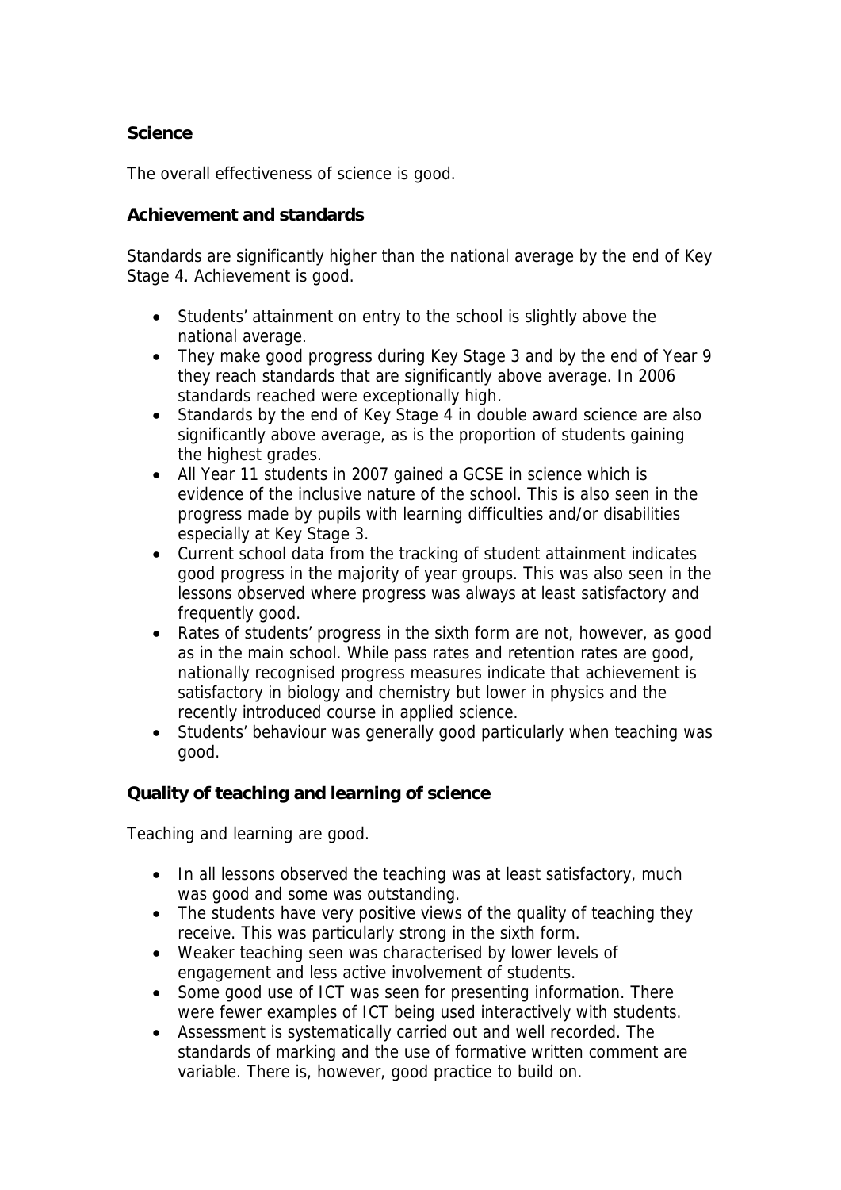## Science

The overall effectiveness of science is good.

### Achievement and standards

Standards are significantly higher than the national average by the end of Key Stage 4. Achievement is good.

- Students' attainment on entry to the school is slightly above the national average.
- They make good progress during Key Stage 3 and by the end of Year 9 they reach standards that are significantly above average. In 2006 standards reached were exceptionally high.
- Standards by the end of Key Stage 4 in double award science are also significantly above average, as is the proportion of students gaining the highest grades.
- All Year 11 students in 2007 gained a GCSE in science which is evidence of the inclusive nature of the school. This is also seen in the progress made by pupils with learning difficulties and/or disabilities especially at Key Stage 3.
- Current school data from the tracking of student attainment indicates good progress in the majority of year groups. This was also seen in the lessons observed where progress was always at least satisfactory and frequently good.
- Rates of students' progress in the sixth form are not, however, as good as in the main school. While pass rates and retention rates are good, nationally recognised progress measures indicate that achievement is satisfactory in biology and chemistry but lower in physics and the recently introduced course in applied science.
- Students' behaviour was generally good particularly when teaching was good.

### Quality of teaching and learning of science

Teaching and learning are good.

- In all lessons observed the teaching was at least satisfactory, much was good and some was outstanding.
- The students have very positive views of the quality of teaching they receive. This was particularly strong in the sixth form.
- Weaker teaching seen was characterised by lower levels of engagement and less active involvement of students.
- Some good use of ICT was seen for presenting information. There were fewer examples of ICT being used interactively with students.
- Assessment is systematically carried out and well recorded. The standards of marking and the use of formative written comment are variable. There is, however, good practice to build on.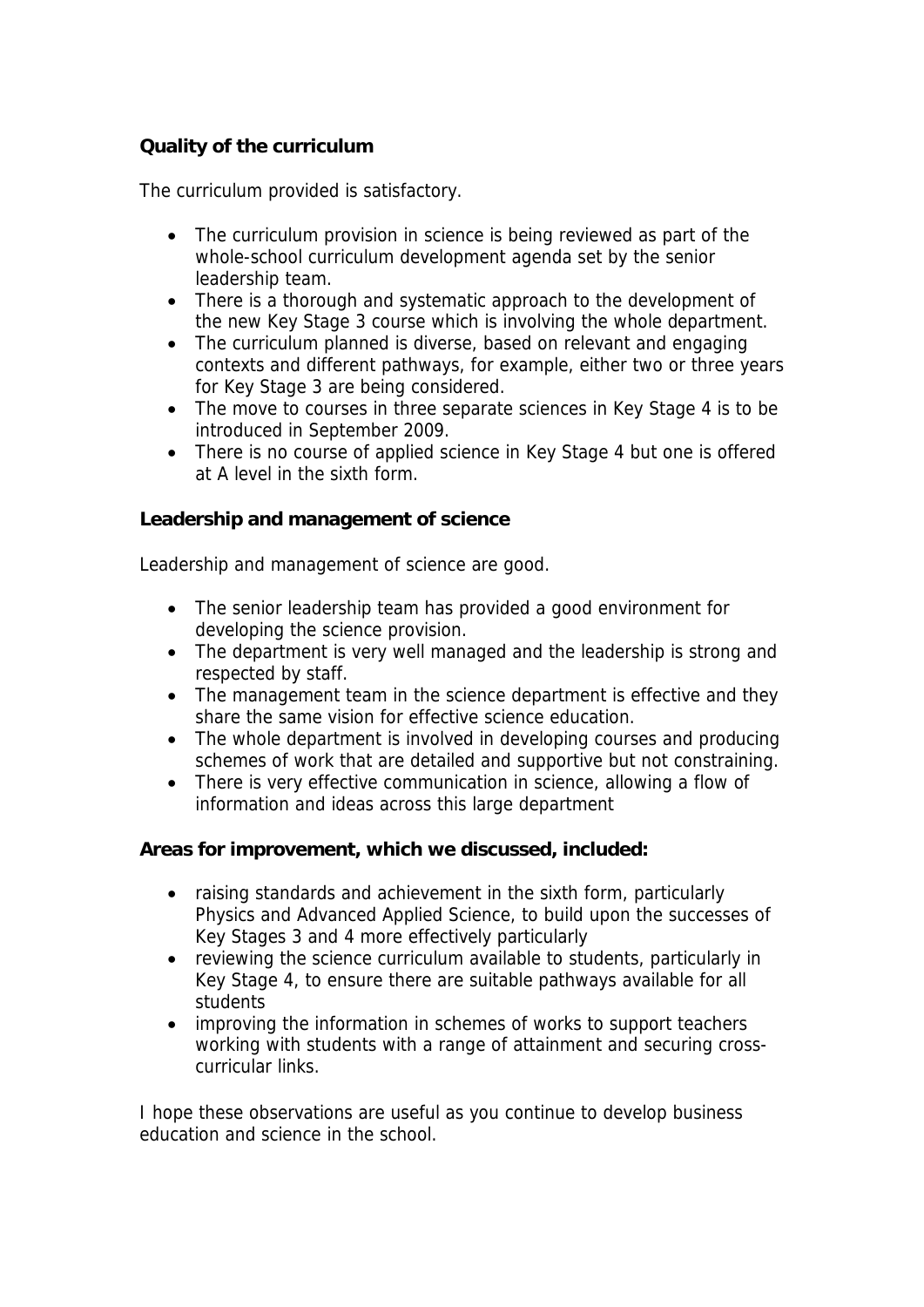**Quality of the curriculum**

The curriculum provided is satisfactory.

- The curriculum provision in science is being reviewed as part of the whole-school curriculum development agenda set by the senior leadership team.
- There is a thorough and systematic approach to the development of the new Key Stage 3 course which is involving the whole department.
- The curriculum planned is diverse, based on relevant and engaging contexts and different pathways, for example, either two or three years for Key Stage 3 are being considered.
- The move to courses in three separate sciences in Key Stage 4 is to be introduced in September 2009.
- There is no course of applied science in Key Stage 4 but one is offered at A level in the sixth form.

**Leadership and management of science**

Leadership and management of science are good.

- The senior leadership team has provided a good environment for developing the science provision.
- The department is very well managed and the leadership is strong and respected by staff.
- The management team in the science department is effective and they share the same vision for effective science education.
- The whole department is involved in developing courses and producing schemes of work that are detailed and supportive but not constraining.
- There is very effective communication in science, allowing a flow of information and ideas across this large department

**Areas for improvement, which we discussed, included:**

- raising standards and achievement in the sixth form, particularly Physics and Advanced Applied Science, to build upon the successes of Key Stages 3 and 4 more effectively particularly
- reviewing the science curriculum available to students, particularly in Key Stage 4, to ensure there are suitable pathways available for all students
- improving the information in schemes of works to support teachers working with students with a range of attainment and securing cross-curricular links.

I hope these observations are useful as you continue to develop business education and science in the school.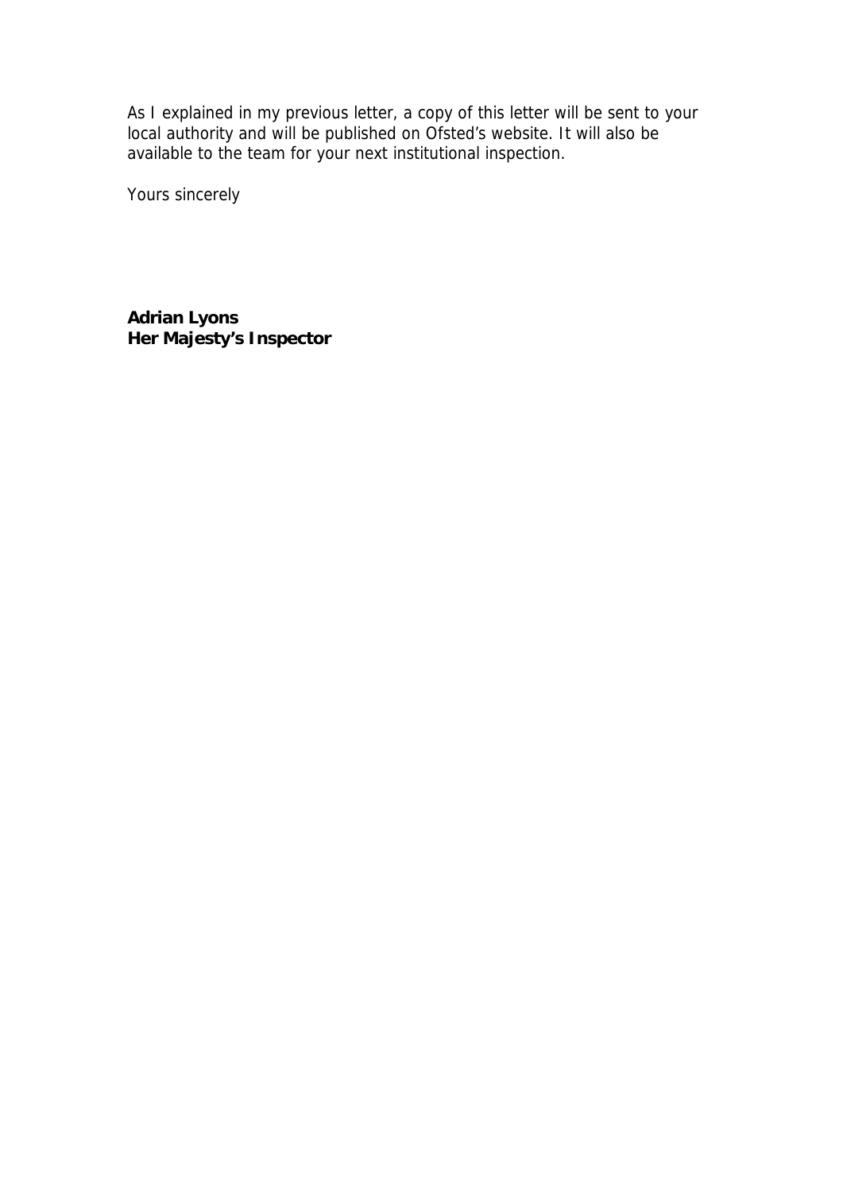As I explained in my previous letter, a copy of this letter will be sent to your local authority and will be published on Ofsted's website. It will also be available to the team for your next institutional inspection.

Yours sincerely

**Adrian Lyons**
**Her Majesty's Inspector**